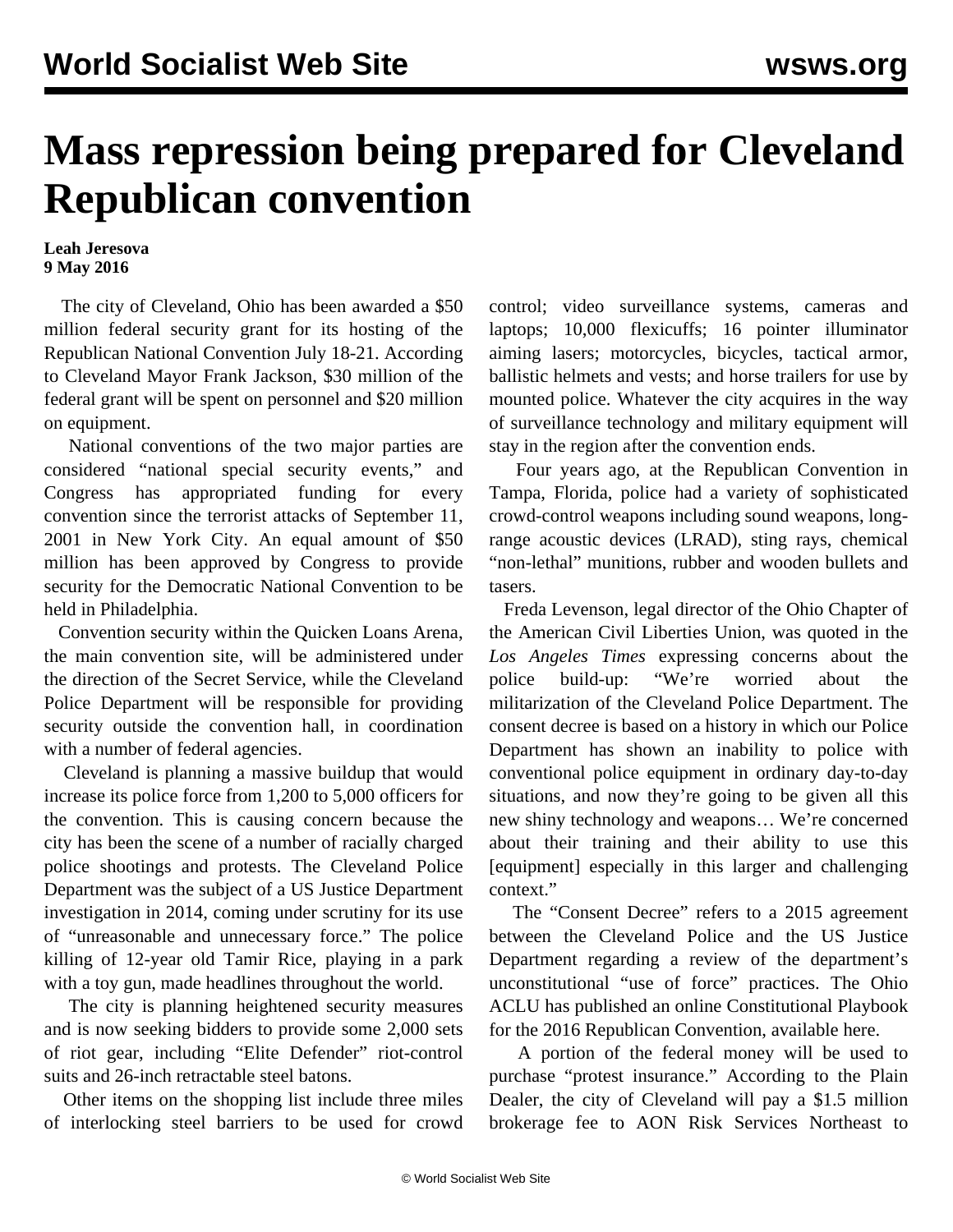# Mass repression being prepared for Cleveland Republican convention

**Leah Jeresova**
**9 May 2016**

The city of Cleveland, Ohio has been awarded a $50 million federal security grant for its hosting of the Republican National Convention July 18-21. According to Cleveland Mayor Frank Jackson, $30 million of the federal grant will be spent on personnel and $20 million on equipment.

National conventions of the two major parties are considered "national special security events," and Congress has appropriated funding for every convention since the terrorist attacks of September 11, 2001 in New York City. An equal amount of $50 million has been approved by Congress to provide security for the Democratic National Convention to be held in Philadelphia.

Convention security within the Quicken Loans Arena, the main convention site, will be administered under the direction of the Secret Service, while the Cleveland Police Department will be responsible for providing security outside the convention hall, in coordination with a number of federal agencies.

Cleveland is planning a massive buildup that would increase its police force from 1,200 to 5,000 officers for the convention. This is causing concern because the city has been the scene of a number of racially charged police shootings and protests. The Cleveland Police Department was the subject of a US Justice Department investigation in 2014, coming under scrutiny for its use of "unreasonable and unnecessary force." The police killing of 12-year old Tamir Rice, playing in a park with a toy gun, made headlines throughout the world.

The city is planning heightened security measures and is now seeking bidders to provide some 2,000 sets of riot gear, including "Elite Defender" riot-control suits and 26-inch retractable steel batons.

Other items on the shopping list include three miles of interlocking steel barriers to be used for crowd control; video surveillance systems, cameras and laptops; 10,000 flexicuffs; 16 pointer illuminator aiming lasers; motorcycles, bicycles, tactical armor, ballistic helmets and vests; and horse trailers for use by mounted police. Whatever the city acquires in the way of surveillance technology and military equipment will stay in the region after the convention ends.

Four years ago, at the Republican Convention in Tampa, Florida, police had a variety of sophisticated crowd-control weapons including sound weapons, long-range acoustic devices (LRAD), sting rays, chemical "non-lethal" munitions, rubber and wooden bullets and tasers.

Freda Levenson, legal director of the Ohio Chapter of the American Civil Liberties Union, was quoted in the *Los Angeles Times* expressing concerns about the police build-up: "We're worried about the militarization of the Cleveland Police Department. The consent decree is based on a history in which our Police Department has shown an inability to police with conventional police equipment in ordinary day-to-day situations, and now they're going to be given all this new shiny technology and weapons… We're concerned about their training and their ability to use this [equipment] especially in this larger and challenging context."

The "Consent Decree" refers to a 2015 agreement between the Cleveland Police and the US Justice Department regarding a review of the department's unconstitutional "use of force" practices. The Ohio ACLU has published an online Constitutional Playbook for the 2016 Republican Convention, available here.

A portion of the federal money will be used to purchase "protest insurance." According to the Plain Dealer, the city of Cleveland will pay a $1.5 million brokerage fee to AON Risk Services Northeast to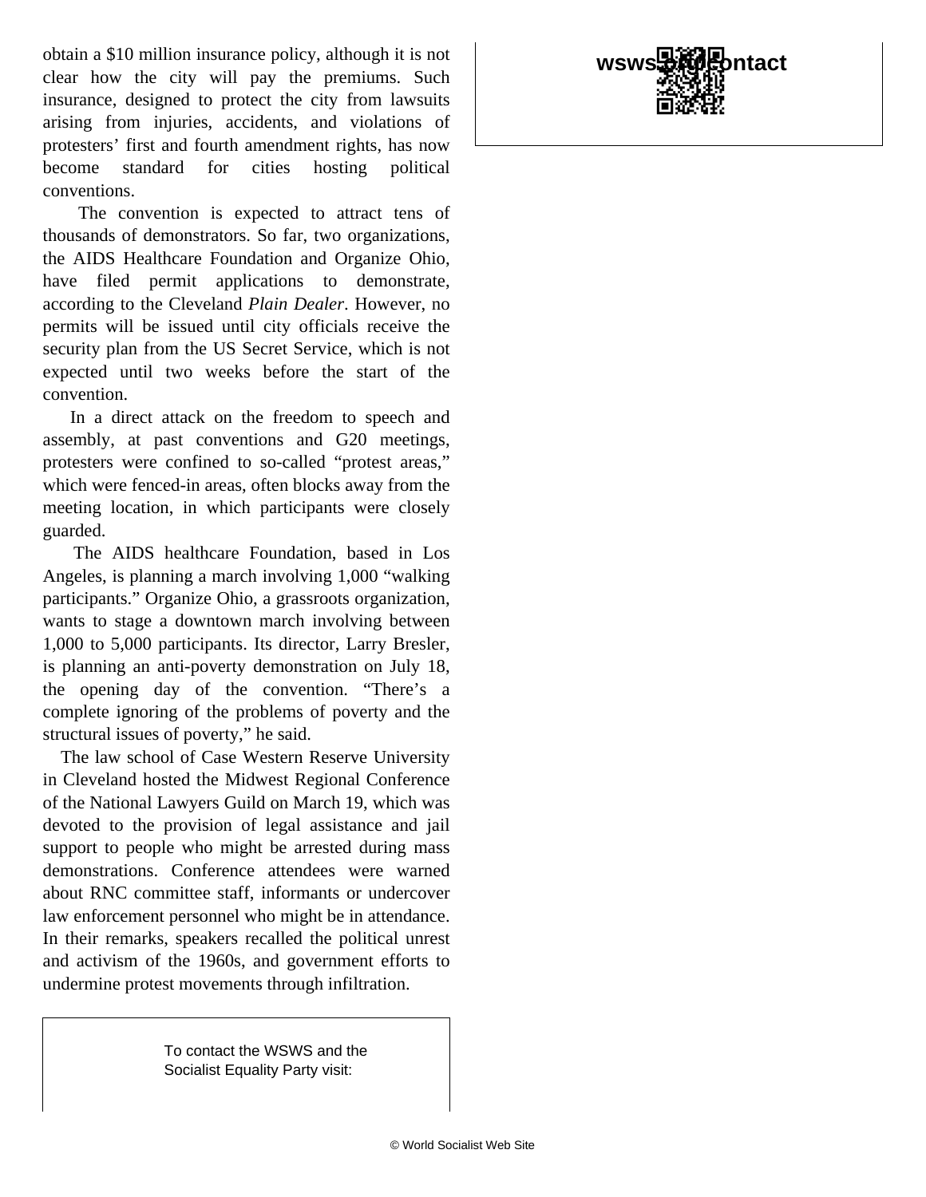obtain a $10 million insurance policy, although it is not clear how the city will pay the premiums. Such insurance, designed to protect the city from lawsuits arising from injuries, accidents, and violations of protesters' first and fourth amendment rights, has now become standard for cities hosting political conventions.

The convention is expected to attract tens of thousands of demonstrators. So far, two organizations, the AIDS Healthcare Foundation and Organize Ohio, have filed permit applications to demonstrate, according to the Cleveland *Plain Dealer*. However, no permits will be issued until city officials receive the security plan from the US Secret Service, which is not expected until two weeks before the start of the convention.

In a direct attack on the freedom to speech and assembly, at past conventions and G20 meetings, protesters were confined to so-called "protest areas," which were fenced-in areas, often blocks away from the meeting location, in which participants were closely guarded.

The AIDS healthcare Foundation, based in Los Angeles, is planning a march involving 1,000 "walking participants." Organize Ohio, a grassroots organization, wants to stage a downtown march involving between 1,000 to 5,000 participants. Its director, Larry Bresler, is planning an anti-poverty demonstration on July 18, the opening day of the convention. "There's a complete ignoring of the problems of poverty and the structural issues of poverty," he said.

The law school of Case Western Reserve University in Cleveland hosted the Midwest Regional Conference of the National Lawyers Guild on March 19, which was devoted to the provision of legal assistance and jail support to people who might be arrested during mass demonstrations. Conference attendees were warned about RNC committee staff, informants or undercover law enforcement personnel who might be in attendance. In their remarks, speakers recalled the political unrest and activism of the 1960s, and government efforts to undermine protest movements through infiltration.

To contact the WSWS and the Socialist Equality Party visit:

**wsws.org/contact**